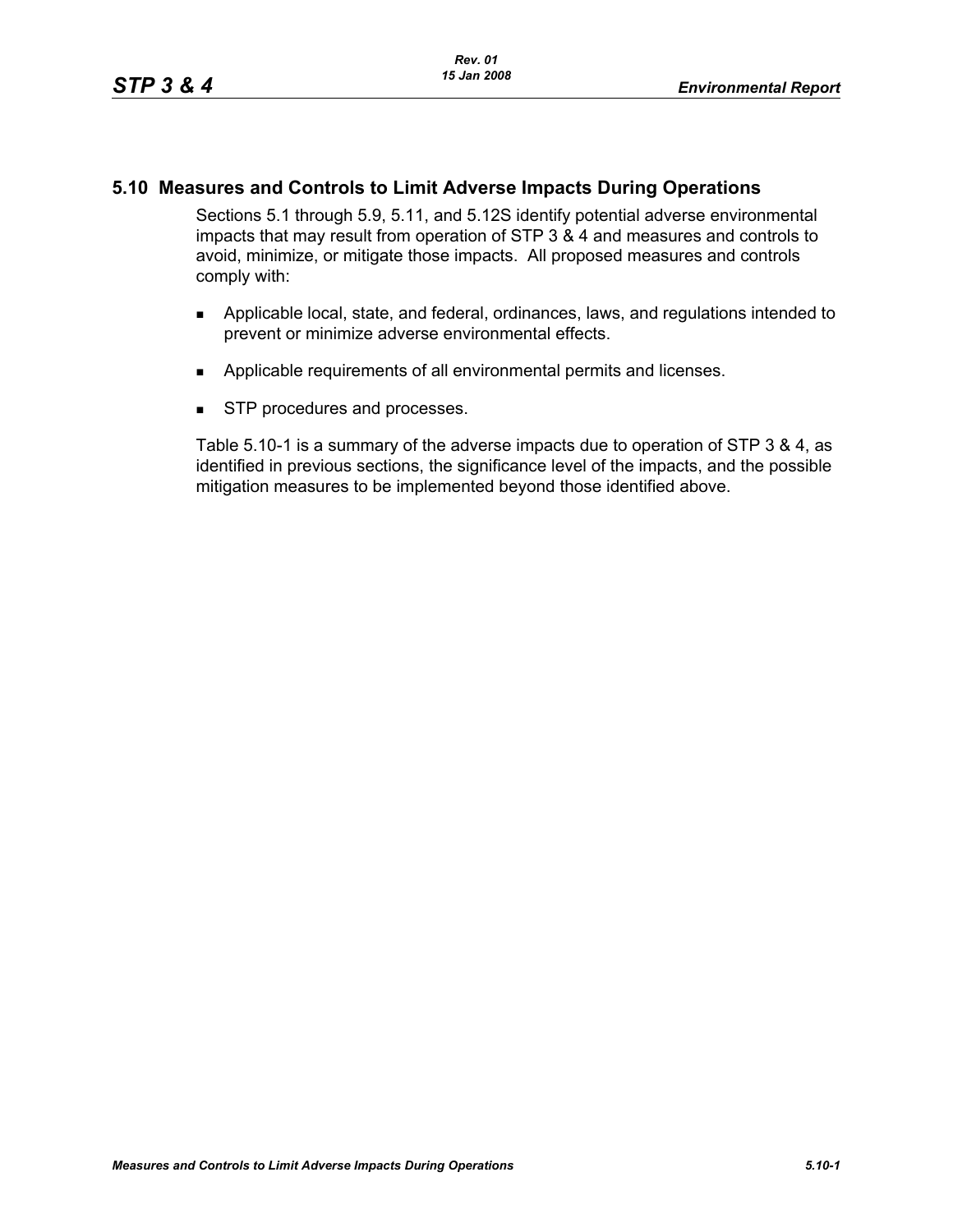## 5.10 Measures and Controls to Limit Adverse Impacts During Operations

Sections 5.1 through 5.9, 5.11, and 5.12S identify potential adverse environmental impacts that may result from operation of STP 3 & 4 and measures and controls to avoid, minimize, or mitigate those impacts. All proposed measures and controls comply with:

- Applicable local, state, and federal, ordinances, laws, and regulations intended to prevent or minimize adverse environmental effects.
- Applicable requirements of all environmental permits and licenses.
- STP procedures and processes.

Table 5.10-1 is a summary of the adverse impacts due to operation of STP 3 & 4, as identified in previous sections, the significance level of the impacts, and the possible mitigation measures to be implemented beyond those identified above.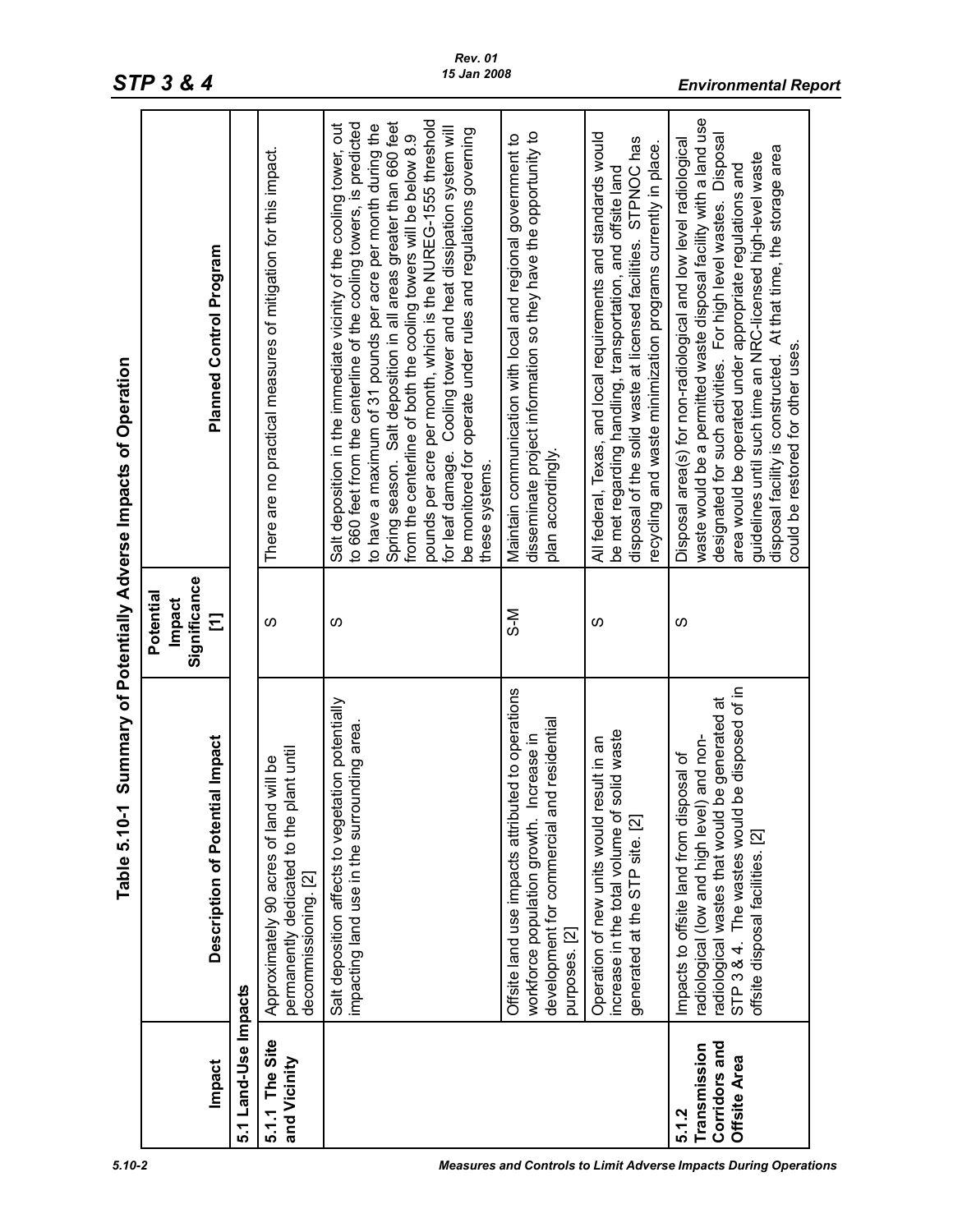## Table 5.10-1 Summary of Potentially Adverse Impacts of Operation

| Impact | Description of Potential Impact | Potential Impact Significance [1] | Planned Control Program |
|---|---|---|---|
| **5.1 Land-Use Impacts** | | | |
| **5.1.1 The Site and Vicinity** | Approximately 90 acres of land will be permanently dedicated to the plant until decommissioning. [2] | S | There are no practical measures of mitigation for this impact. |
| | Salt deposition affects to vegetation potentially impacting land use in the surrounding area. | S | Salt deposition in the immediate vicinity of the cooling tower, out to 660 feet from the centerline of the cooling towers, is predicted to have a maximum of 31 pounds per acre per month during the Spring season. Salt deposition in all areas greater than 660 feet from the centerline of both the cooling towers will be below 8.9 pounds per acre per month, which is the NUREG-1555 threshold for leaf damage. Cooling tower and heat dissipation system will be monitored for operate under rules and regulations governing these systems. |
| | Offsite land use impacts attributed to operations workforce population growth. Increase in development for commercial and residential purposes. [2] | S-M | Maintain communication with local and regional government to disseminate project information so they have the opportunity to plan accordingly. |
| | Operation of new units would result in an increase in the total volume of solid waste generated at the STP site. [2] | S | All federal, Texas, and local requirements and standards would be met regarding handling, transportation, and offsite land disposal of the solid waste at licensed facilities. STPNOC has recycling and waste minimization programs currently in place. |
| **5.1.2 Transmission Corridors and Offsite Area** | Impacts to offsite land from disposal of radiological (low and high level) and non-radiological wastes that would be generated at STP 3 & 4. The wastes would be disposed of in offsite disposal facilities. [2] | S | Disposal area(s) for non-radiological and low level radiological waste would be a permitted waste disposal facility with a land use designated for such activities. For high level wastes. Disposal area would be operated under appropriate regulations and guidelines until such time an NRC-licensed high-level waste disposal facility is constructed. At that time, the storage area could be restored for other uses. |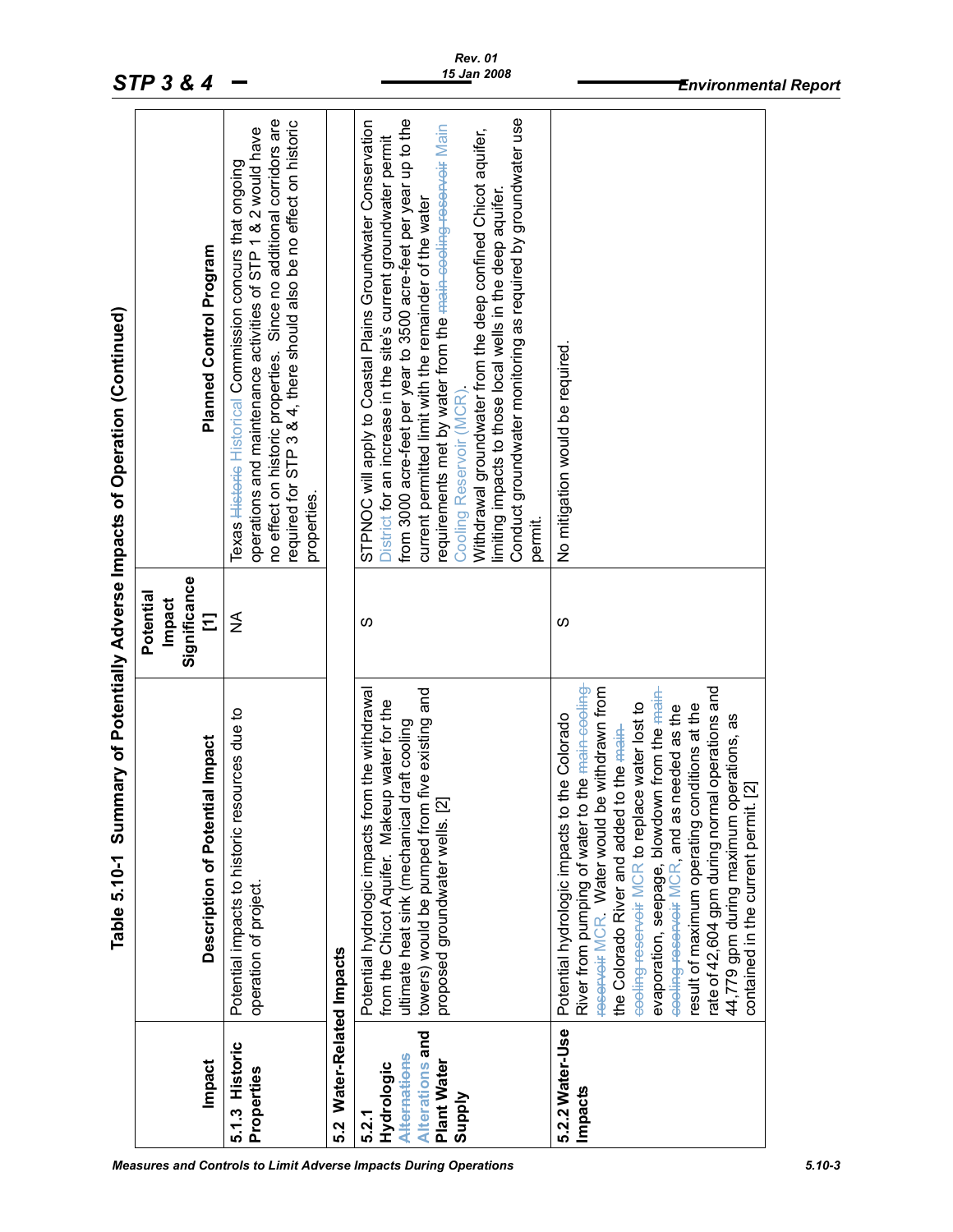## Table 5.10-1 Summary of Potentially Adverse Impacts of Operation (Continued)

| Impact | Description of Potential Impact | Potential Impact Significance [1] | Planned Control Program |
|---|---|---|---|
| **5.1.3 Historic Properties** | Potential impacts to historic resources due to operation of project. | NA | Texas ~~Historic~~ Historical Commission concurs that ongoing operations and maintenance activities of STP 1 & 2 would have no effect on historic properties. Since no additional corridors are required for STP 3 & 4, there should also be no effect on historic properties. |
| **5.2 Water-Related Impacts** | | | |
| **5.2.1 Hydrologic ~~Alternations~~ Alterations and Plant Water Supply** | Potential hydrologic impacts from the withdrawal from the Chicot Aquifer. Makeup water for the ultimate heat sink (mechanical draft cooling towers) would be pumped from five existing and proposed groundwater wells. [2] | S | STPNOC will apply to Coastal Plains Groundwater Conservation District for an increase in the site's current groundwater permit from 3000 acre-feet per year to 3500 acre-feet per year up to the current permitted limit with the remainder of the water requirements met by water from the ~~main cooling reservoir~~ Main Cooling Reservoir (MCR).<br>Withdrawal groundwater from the deep confined Chicot aquifer, limiting impacts to those local wells in the deep aquifer.<br>Conduct groundwater monitoring as required by groundwater use permit. |
| **5.2.2 Water-Use Impacts** | Potential hydrologic impacts to the Colorado River from pumping of water to the ~~main cooling reservoir~~ MCR. Water would be withdrawn from the Colorado River and added to the ~~main cooling reservoir~~ MCR to replace water lost to evaporation, seepage, blowdown from the ~~main cooling reservoir~~ MCR, and as needed as the result of maximum operating conditions at the rate of 42,604 gpm during normal operations and 44,779 gpm during maximum operations, as contained in the current permit. [2] | S | No mitigation would be required. |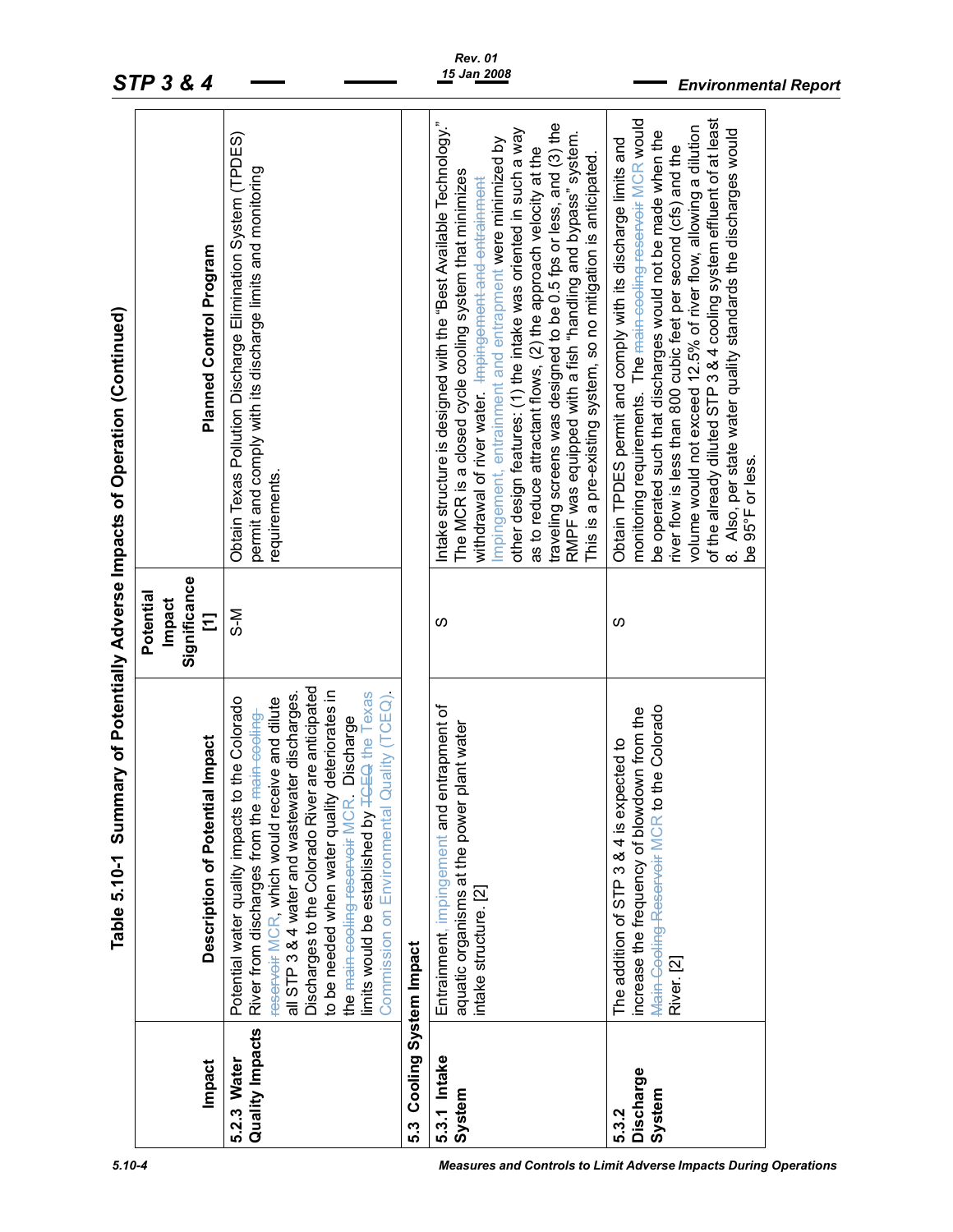**Table 5.10-1 Summary of Potentially Adverse Impacts of Operation (Continued)**

| Impact | Description of Potential Impact | Potential Impact Significance [1] | Planned Control Program |
|---|---|---|---|
| **5.2.3 Water Quality Impacts** | Potential water quality impacts to the Colorado River from discharges from the ~~main cooling reservoir~~ MCR, which would receive and dilute all STP 3 & 4 water and wastewater discharges. Discharges to the Colorado River are anticipated to be needed when water quality deteriorates in the ~~main cooling reservoir~~ MCR. Discharge limits would be established by ~~TCEQ~~ the Texas Commission on Environmental Quality (TCEQ). | S-M | Obtain Texas Pollution Discharge Elimination System (TPDES) permit and comply with its discharge limits and monitoring requirements. |
| **5.3 Cooling System Impact** | | | |
| **5.3.1 Intake System** | Entrainment, impingement and entrapment of aquatic organisms at the power plant water intake structure. [2] | S | Intake structure is designed with the "Best Available Technology." The MCR is a closed cycle cooling system that minimizes withdrawal of river water. ~~Impingement and entrainment~~ Impingement, entrainment and entrapment were minimized by other design features: (1) the intake was oriented in such a way as to reduce attractant flows, (2) the approach velocity at the traveling screens was designed to be 0.5 fps or less, and (3) the RMPF was equipped with a fish "handling and bypass" system. This is a pre-existing system, so no mitigation is anticipated. |
| **5.3.2 Discharge System** | The addition of STP 3 & 4 is expected to increase the frequency of blowdown from the ~~Main Cooling Reservoir~~ MCR to the Colorado River. [2] | S | Obtain TPDES permit and comply with its discharge limits and monitoring requirements. The ~~main cooling reservoir~~ MCR would be operated such that discharges would not be made when the river flow is less than 800 cubic feet per second (cfs) and the volume would not exceed 12.5% of river flow, allowing a dilution of the already diluted STP 3 & 4 cooling system effluent of at least 8. Also, per state water quality standards the discharges would be 95°F or less. |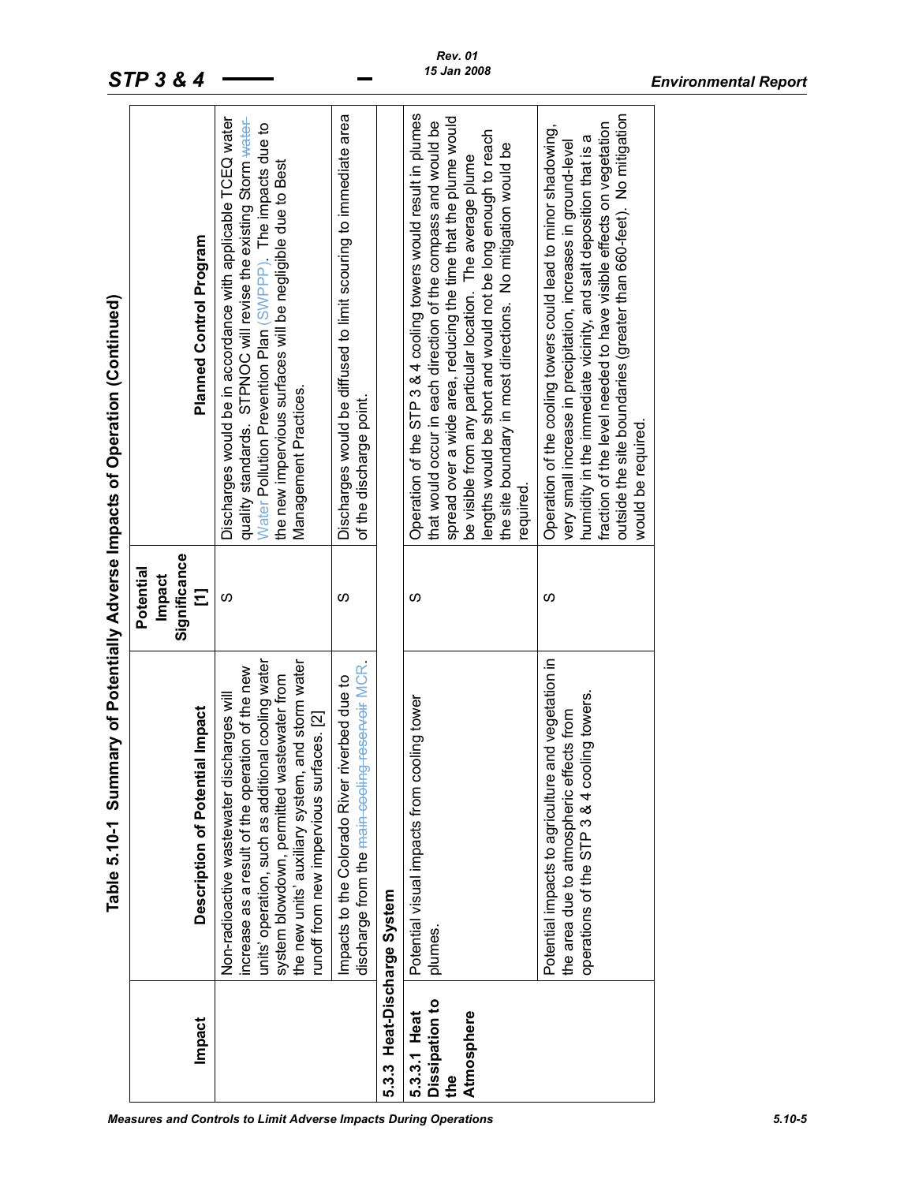## Table 5.10-1 Summary of Potentially Adverse Impacts of Operation (Continued)

| Impact | Description of Potential Impact | Potential Impact Significance [1] | Planned Control Program |
|---|---|---|---|
| | Non-radioactive wastewater discharges will increase as a result of the operation of the new units' operation, such as additional cooling water system blowdown, permitted wastewater from the new units' auxiliary system, and storm water runoff from new impervious surfaces. [2] | S | Discharges would be in accordance with applicable TCEQ water quality standards. STPNOC will revise the existing Storm ~~water~~ Water Pollution Prevention Plan (SWPPP). The impacts due to the new impervious surfaces will be negligible due to Best Management Practices. |
| | Impacts to the Colorado River riverbed due to discharge from the ~~main cooling reservoir~~ MCR. | S | Discharges would be diffused to limit scouring to immediate area of the discharge point. |
| **5.3.3 Heat-Discharge System** | | | |
| **5.3.3.1 Heat Dissipation to the Atmosphere** | Potential visual impacts from cooling tower plumes. | S | Operation of the STP 3 & 4 cooling towers would result in plumes that would occur in each direction of the compass and would be spread over a wide area, reducing the time that the plume would be visible from any particular location. The average plume lengths would be short and would not be long enough to reach the site boundary in most directions. No mitigation would be required. |
| | Potential impacts to agriculture and vegetation in the area due to atmospheric effects from operations of the STP 3 & 4 cooling towers. | S | Operation of the cooling towers could lead to minor shadowing, very small increase in precipitation, increases in ground-level humidity in the immediate vicinity, and salt deposition that is a fraction of the level needed to have visible effects on vegetation outside the site boundaries (greater than 660-feet). No mitigation would be required. |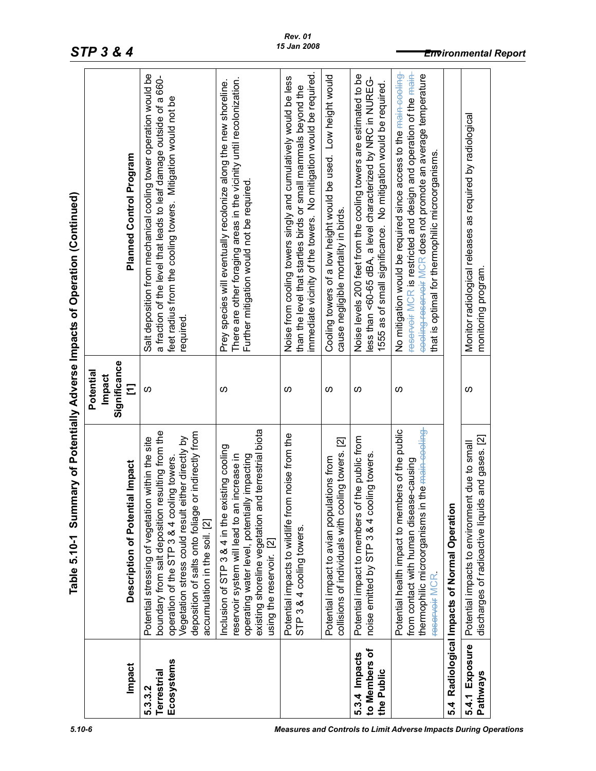## Table 5.10-1 Summary of Potentially Adverse Impacts of Operation (Continued)

| Impact | Description of Potential Impact | Potential Impact Significance [1] | Planned Control Program |
|---|---|---|---|
| **5.3.3.2 Terrestrial Ecosystems** | Potential stressing of vegetation within the site boundary from salt deposition resulting from the operation of the STP 3 & 4 cooling towers. Vegetation stress could result either directly by deposition of salts onto foliage or indirectly from accumulation in the soil. [2] | S | Salt deposition from mechanical cooling tower operation would be a fraction of the level that leads to leaf damage outside of a 660-feet radius from the cooling towers. Mitigation would not be required. |
| | Inclusion of STP 3 & 4 in the existing cooling reservoir system will lead to an increase in operating water level, potentially impacting existing shoreline vegetation and terrestrial biota using the reservoir. [2] | S | Prey species will eventually recolonize along the new shoreline. There are other foraging areas in the vicinity until recolonization. Further mitigation would not be required. |
| | Potential impacts to wildlife from noise from the STP 3 & 4 cooling towers. | S | Noise from cooling towers singly and cumulatively would be less than the level that startles birds or small mammals beyond the immediate vicinity of the towers. No mitigation would be required. |
| | Potential impact to avian populations from collisions of individuals with cooling towers. [2] | S | Cooling towers of a low height would be used. Low height would cause negligible mortality in birds. |
| **5.3.4 Impacts to Members of the Public** | Potential impact to members of the public from noise emitted by STP 3 & 4 cooling towers. | S | Noise levels 200 feet from the cooling towers are estimated to be less than <60-65 dBA, a level characterized by NRC in NUREG-1555 as of small significance. No mitigation would be required. |
| | Potential health impact to members of the public from contact with human disease-causing thermophilic microorganisms in the ~~main cooling reservoir~~ MCR. | S | No mitigation would be required since access to the ~~main cooling reservoir~~ MCR is restricted and design and operation of the ~~main cooling reservoir~~ MCR does not promote an average temperature that is optimal for thermophilic microorganisms. |
| **5.4 Radiological Impacts of Normal Operation** | | | |
| **5.4.1 Exposure Pathways** | Potential impacts to environment due to small discharges of radioactive liquids and gases. [2] | S | Monitor radiological releases as required by radiological monitoring program. |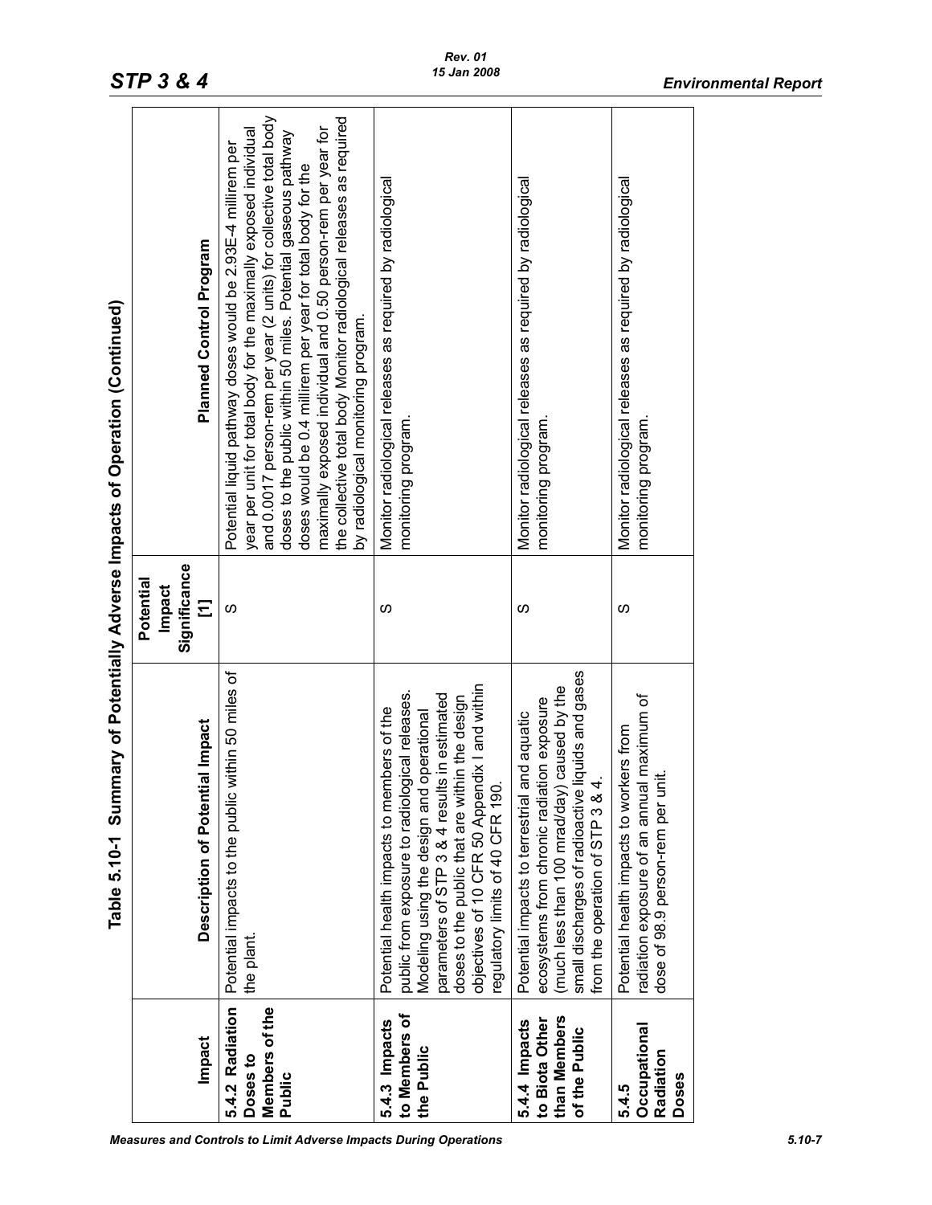## Table 5.10-1 Summary of Potentially Adverse Impacts of Operation (Continued)

| Impact | Description of Potential Impact | Potential Impact Significance [1] | Planned Control Program |
|---|---|---|---|
| **5.4.2 Radiation Doses to Members of the Public** | Potential impacts to the public within 50 miles of the plant. | S | Potential liquid pathway doses would be 2.93E-4 millirem per year per unit for total body for the maximally exposed individual and 0.0017 person-rem per year (2 units) for collective total body doses to the public within 50 miles. Potential gaseous pathway doses would be 0.4 millirem per year for total body for the maximally exposed individual and 0.50 person-rem per year for the collective total body Monitor radiological releases as required by radiological monitoring program. |
| **5.4.3 Impacts to Members of the Public** | Potential health impacts to members of the public from exposure to radiological releases. Modeling using the design and operational parameters of STP 3 & 4 results in estimated doses to the public that are within the design objectives of 10 CFR 50 Appendix I and within regulatory limits of 40 CFR 190. | S | Monitor radiological releases as required by radiological monitoring program. |
| **5.4.4 Impacts to Biota Other than Members of the Public** | Potential impacts to terrestrial and aquatic ecosystems from chronic radiation exposure (much less than 100 mrad/day) caused by the small discharges of radioactive liquids and gases from the operation of STP 3 & 4. | S | Monitor radiological releases as required by radiological monitoring program. |
| **5.4.5 Occupational Radiation Doses** | Potential health impacts to workers from radiation exposure of an annual maximum of dose of 98.9 person-rem per unit. | S | Monitor radiological releases as required by radiological monitoring program. |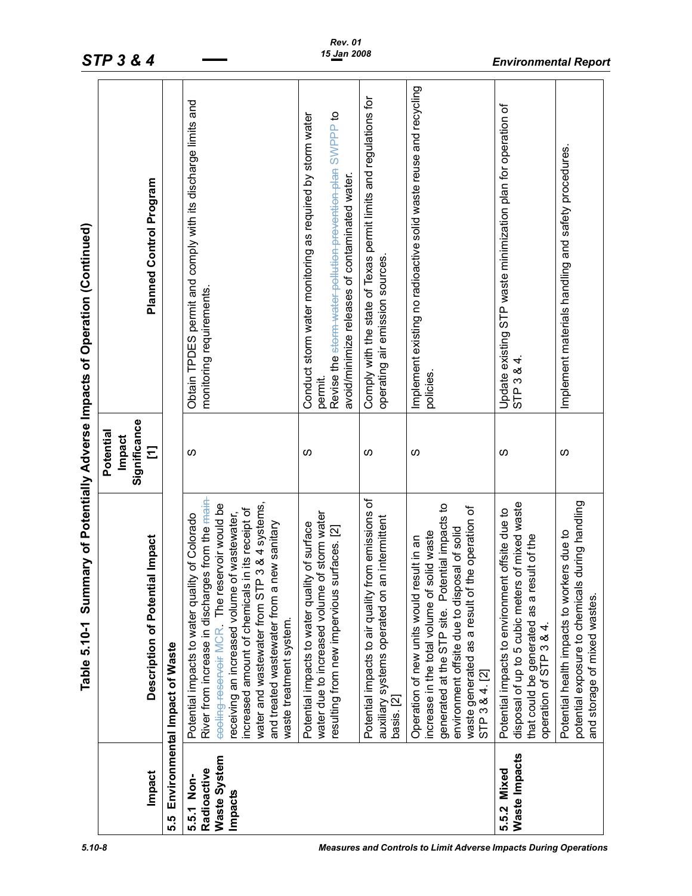## Table 5.10-1 Summary of Potentially Adverse Impacts of Operation (Continued)

| Impact | Description of Potential Impact | Potential Impact Significance [1] | Planned Control Program |
|---|---|---|---|
| **5.5 Environmental Impact of Waste** | | | |
| **5.5.1 Non-Radioactive Waste System Impacts** | Potential impacts to water quality of Colorado River from increase in discharges from the ~~main cooling reservoir~~ MCR. The reservoir would be receiving an increased volume of wastewater, increased amount of chemicals in its receipt of water and wastewater from STP 3 & 4 systems, and treated wastewater from a new sanitary waste treatment system. | S | Obtain TPDES permit and comply with its discharge limits and monitoring requirements. |
| | Potential impacts to water quality of surface water due to increased volume of storm water resulting from new impervious surfaces. [2] | S | Conduct storm water monitoring as required by storm water permit.<br>Revise the ~~storm water pollution prevention plan~~ SWPPP to avoid/minimize releases of contaminated water. |
| | Potential impacts to air quality from emissions of auxiliary systems operated on an intermittent basis. [2] | S | Comply with the state of Texas permit limits and regulations for operating air emission sources. |
| | Operation of new units would result in an increase in the total volume of solid waste generated at the STP site. Potential impacts to environment offsite due to disposal of solid waste generated as a result of the operation of STP 3 & 4. [2] | S | Implement existing no radioactive solid waste reuse and recycling policies. |
| **5.5.2 Mixed Waste Impacts** | Potential impacts to environment offsite due to disposal of up to 5 cubic meters of mixed waste that could be generated as a result of the operation of STP 3 & 4. | S | Update existing STP waste minimization plan for operation of STP 3 & 4. |
| | Potential health impacts to workers due to potential exposure to chemicals during handling and storage of mixed wastes. | S | Implement materials handling and safety procedures. |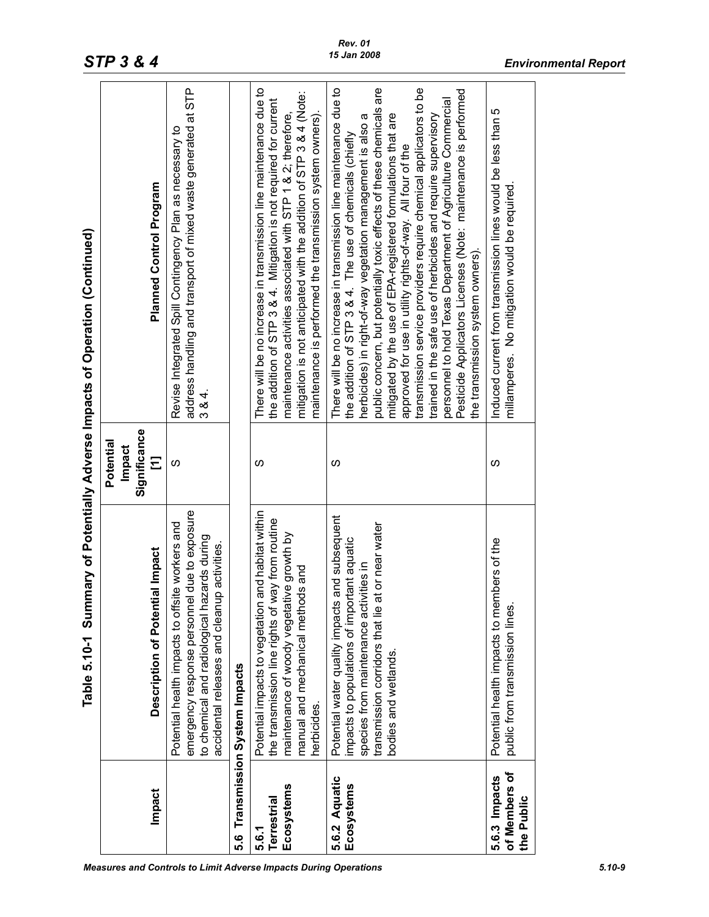## Table 5.10-1 Summary of Potentially Adverse Impacts of Operation (Continued)

| Impact | Description of Potential Impact | Potential Impact Significance [1] | Planned Control Program |
|---|---|---|---|
| | Potential health impacts to offsite workers and emergency response personnel due to exposure to chemical and radiological hazards during accidental releases and cleanup activities. | S | Revise Integrated Spill Contingency Plan as necessary to address handling and transport of mixed waste generated at STP 3 & 4. |
| **5.6 Transmission System Impacts** | | | |
| **5.6.1 Terrestrial Ecosystems** | Potential impacts to vegetation and habitat within the transmission line rights of way from routine maintenance of woody vegetative growth by manual and mechanical methods and herbicides. | S | There will be no increase in transmission line maintenance due to the addition of STP 3 & 4. Mitigation is not required for current maintenance activities associated with STP 1 & 2; therefore, mitigation is not anticipated with the addition of STP 3 & 4 (Note: maintenance is performed the transmission system owners). |
| **5.6.2 Aquatic Ecosystems** | Potential water quality impacts and subsequent impacts to populations of important aquatic species from maintenance activities in transmission corridors that lie at or near water bodies and wetlands. | S | There will be no increase in transmission line maintenance due to the addition of STP 3 & 4. The use of chemicals (chiefly herbicides) in right-of-way vegetation management is also a public concern, but potentially toxic effects of these chemicals are mitigated by the use of EPA-registered formulations that are approved for use in utility rights-of-way. All four of the transmission service providers require chemical applicators to be trained in the safe use of herbicides and require supervisory personnel to hold Texas Department of Agriculture Commercial Pesticide Applicators Licenses (Note: maintenance is performed the transmission system owners). |
| **5.6.3 Impacts of Members of the Public** | Potential health impacts to members of the public from transmission lines. | S | Induced current from transmission lines would be less than 5 milliamperes. No mitigation would be required. |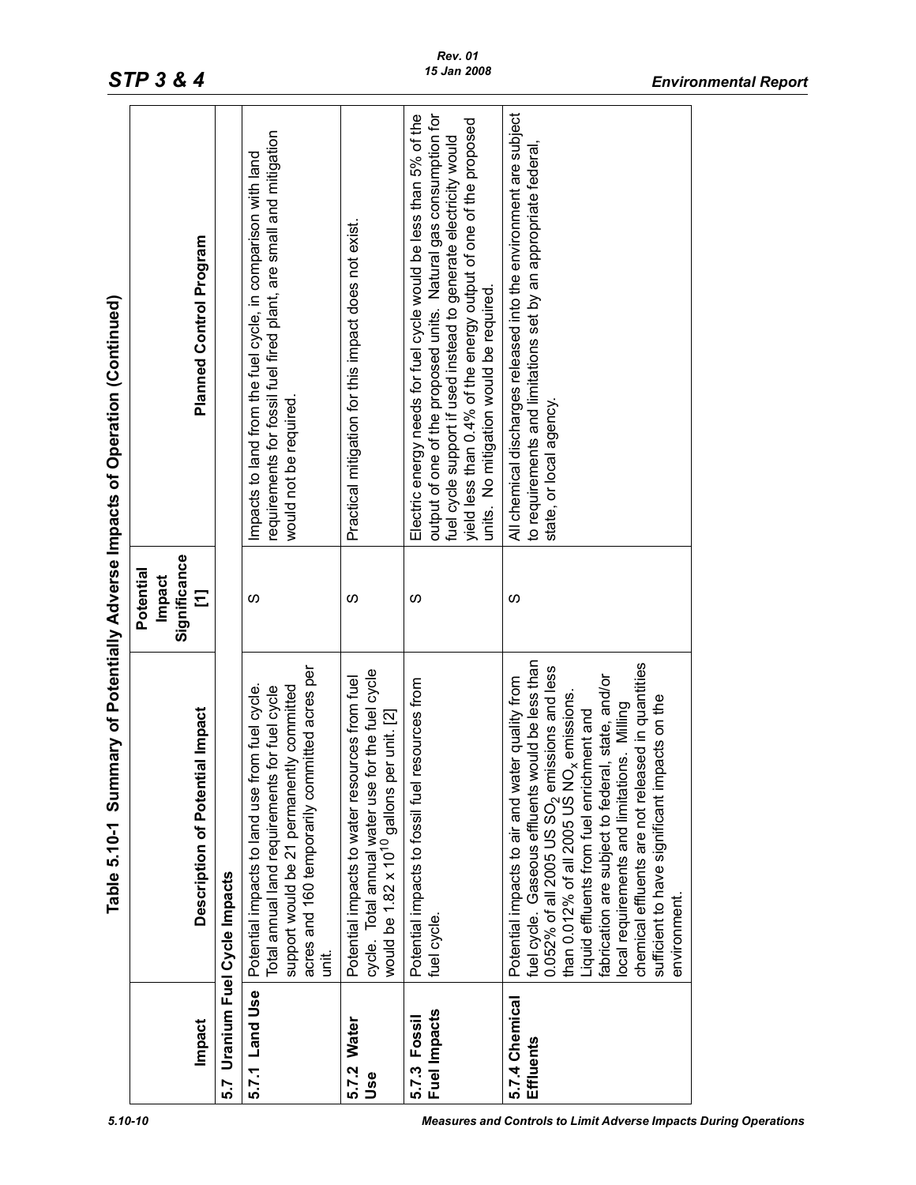**Table 5.10-1 Summary of Potentially Adverse Impacts of Operation (Continued)**

| Impact | Description of Potential Impact | Potential Impact Significance [1] | Planned Control Program |
|---|---|---|---|
| **5.7 Uranium Fuel Cycle Impacts** | | | |
| **5.7.1 Land Use** | Potential impacts to land use from fuel cycle. Total annual land requirements for fuel cycle support would be 21 permanently committed acres and 160 temporarily committed acres per unit. | S | Impacts to land from the fuel cycle, in comparison with land requirements for fossil fuel fired plant, are small and mitigation would not be required. |
| **5.7.2 Water Use** | Potential impacts to water resources from fuel cycle. Total annual water use for the fuel cycle would be $1.82 \times 10^{10}$ gallons per unit. [2] | S | Practical mitigation for this impact does not exist. |
| **5.7.3 Fossil Fuel Impacts** | Potential impacts to fossil fuel resources from fuel cycle. | S | Electric energy needs for fuel cycle would be less than 5% of the output of one of the proposed units. Natural gas consumption for fuel cycle support if used instead to generate electricity would yield less than 0.4% of the energy output of one of the proposed units. No mitigation would be required. |
| **5.7.4 Chemical Effluents** | Potential impacts to air and water quality from fuel cycle. Gaseous effluents would be less than 0.052% of all 2005 US $SO_2$ emissions and less than 0.012% of all 2005 US $NO_x$ emissions. Liquid effluents from fuel enrichment and fabrication are subject to federal, state, and/or local requirements and limitations. Milling chemical effluents are not released in quantities sufficient to have significant impacts on the environment. | S | All chemical discharges released into the environment are subject to requirements and limitations set by an appropriate federal, state, or local agency. |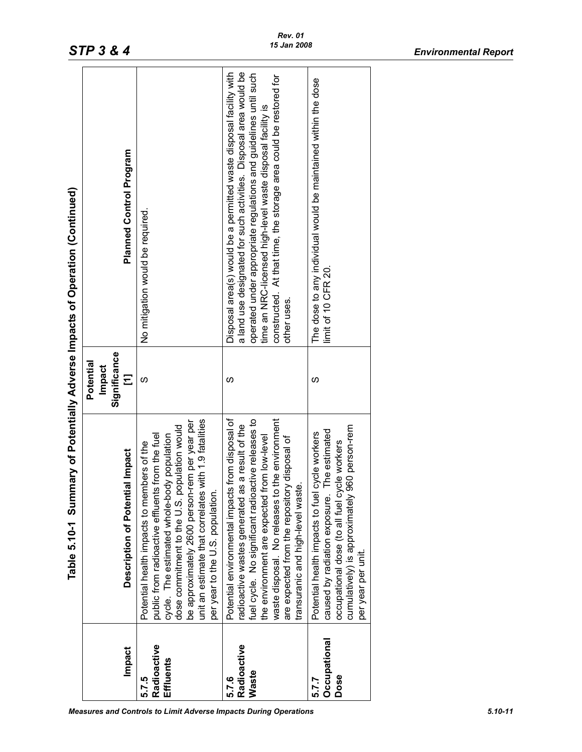## Table 5.10-1 Summary of Potentially Adverse Impacts of Operation (Continued)

| Impact | Description of Potential Impact | Potential Impact Significance [1] | Planned Control Program |
|---|---|---|---|
| **5.7.5 Radioactive Effluents** | Potential health impacts to members of the public from radioactive effluents from the fuel cycle. The estimated whole-body population dose commitment to the U.S. population would be approximately 2600 person-rem per year per unit an estimate that correlates with 1.9 fatalities per year to the U.S. population. | S | No mitigation would be required. |
| **5.7.6 Radioactive Waste** | Potential environmental impacts from disposal of radioactive wastes generated as a result of the fuel cycle. No significant radioactive releases to the environment are expected from low-level waste disposal. No releases to the environment are expected from the repository disposal of transuranic and high-level waste. | S | Disposal area(s) would be a permitted waste disposal facility with a land use designated for such activities. Disposal area would be operated under appropriate regulations and guidelines until such time an NRC-licensed high-level waste disposal facility is constructed. At that time, the storage area could be restored for other uses. |
| **5.7.7 Occupational Dose** | Potential health impacts to fuel cycle workers caused by radiation exposure. The estimated occupational dose (to all fuel cycle workers cumulatively) is approximately 960 person-rem per year per unit. | S | The dose to any individual would be maintained within the dose limit of 10 CFR 20. |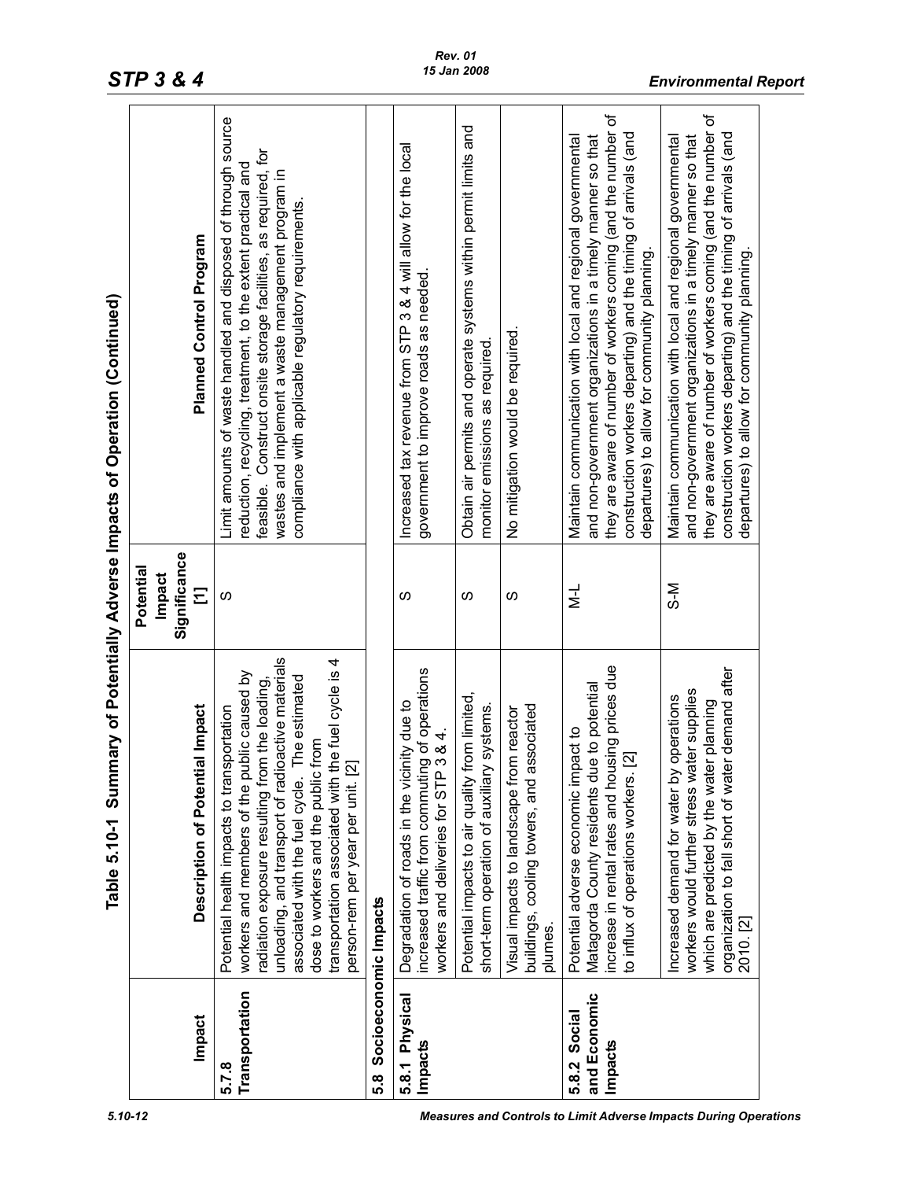**Table 5.10-1 Summary of Potentially Adverse Impacts of Operation (Continued)**

| Impact | Description of Potential Impact | Potential Impact Significance [1] | Planned Control Program |
|---|---|---|---|
| **5.7.8 Transportation** | Potential health impacts to transportation workers and members of the public caused by radiation exposure resulting from the loading, unloading, and transport of radioactive materials associated with the fuel cycle. The estimated dose to workers and the public from transportation associated with the fuel cycle is 4 person-rem per year per unit. [2] | S | Limit amounts of waste handled and disposed of through source reduction, recycling, treatment, to the extent practical and feasible. Construct onsite storage facilities, as required, for wastes and implement a waste management program in compliance with applicable regulatory requirements. |
| **5.8 Socioeconomic Impacts** | | | |
| **5.8.1 Physical Impacts** | Degradation of roads in the vicinity due to increased traffic from commuting of operations workers and deliveries for STP 3 & 4. | S | Increased tax revenue from STP 3 & 4 will allow for the local government to improve roads as needed. |
| | Potential impacts to air quality from limited, short-term operation of auxiliary systems. | S | Obtain air permits and operate systems within permit limits and monitor emissions as required. |
| | Visual impacts to landscape from reactor buildings, cooling towers, and associated plumes. | S | No mitigation would be required. |
| **5.8.2 Social and Economic Impacts** | Potential adverse economic impact to Matagorda County residents due to potential increase in rental rates and housing prices due to influx of operations workers. [2] | M-L | Maintain communication with local and regional governmental and non-government organizations in a timely manner so that they are aware of number of workers coming (and the number of construction workers departing) and the timing of arrivals (and departures) to allow for community planning. |
| | Increased demand for water by operations workers would further stress water supplies which are predicted by the water planning organization to fall short of water demand after 2010. [2] | S-M | Maintain communication with local and regional governmental and non-government organizations in a timely manner so that they are aware of number of workers coming (and the number of construction workers departing) and the timing of arrivals (and departures) to allow for community planning. |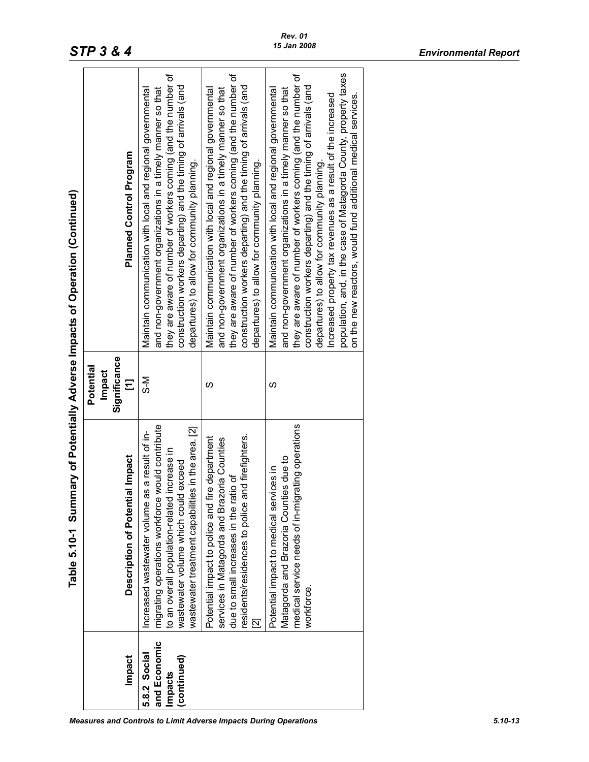## Table 5.10-1 Summary of Potentially Adverse Impacts of Operation (Continued)

| Impact | Description of Potential Impact | Potential Impact Significance [1] | Planned Control Program |
|---|---|---|---|
| **5.8.2 Social and Economic Impacts (continued)** | Increased wastewater volume as a result of in-migrating operations workforce would contribute to an overall population-related increase in wastewater volume which could exceed wastewater treatment capabilities in the area. [2] | S-M | Maintain communication with local and regional governmental and non-government organizations in a timely manner so that they are aware of number of workers coming (and the number of construction workers departing) and the timing of arrivals (and departures) to allow for community planning. |
| | Potential impact to police and fire department services in Matagorda and Brazoria Counties due to small increases in the ratio of residents/residences to police and firefighters. [2] | S | Maintain communication with local and regional governmental and non-government organizations in a timely manner so that they are aware of number of workers coming (and the number of construction workers departing) and the timing of arrivals (and departures) to allow for community planning. |
| | Potential impact to medical services in Matagorda and Brazoria Counties due to medical service needs of in-migrating operations workforce. | S | Maintain communication with local and regional governmental and non-government organizations in a timely manner so that they are aware of number of workers coming (and the number of construction workers departing) and the timing of arrivals (and departures) to allow for community planning.<br>Increased property tax revenues as a result of the increased population, and, in the case of Matagorda County, property taxes on the new reactors, would fund additional medical services. |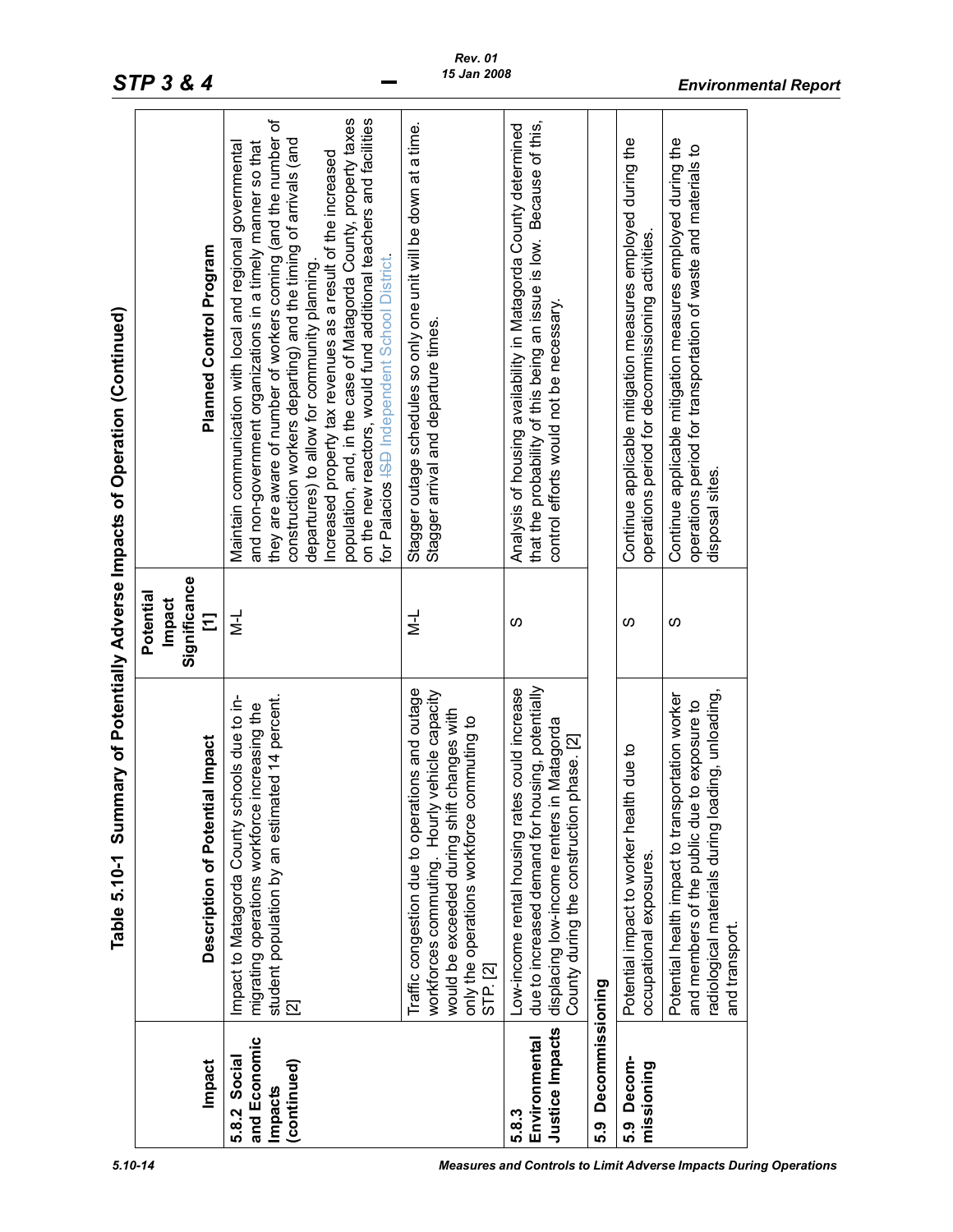**Table 5.10-1 Summary of Potentially Adverse Impacts of Operation (Continued)**

| Impact | Description of Potential Impact | Potential Impact Significance [1] | Planned Control Program |
|---|---|---|---|
| **5.8.2 Social and Economic Impacts (continued)** | Impact to Matagorda County schools due to in-migrating operations workforce increasing the student population by an estimated 14 percent. [2] | M-L | Maintain communication with local and regional governmental and non-government organizations in a timely manner so that they are aware of number of workers coming (and the number of construction workers departing) and the timing of arrivals (and departures) to allow for community planning. Increased property tax revenues as a result of the increased population, and, in the case of Matagorda County, property taxes on the new reactors, would fund additional teachers and facilities for Palacios ~~ISD~~ Independent School District. |
| | Traffic congestion due to operations and outage workforces commuting. Hourly vehicle capacity would be exceeded during shift changes with only the operations workforce commuting to STP. [2] | M-L | Stagger outage schedules so only one unit will be down at a time. Stagger arrival and departure times. |
| **5.8.3 Environmental Justice Impacts** | Low-income rental housing rates could increase due to increased demand for housing, potentially displacing low-income renters in Matagorda County during the construction phase. [2] | S | Analysis of housing availability in Matagorda County determined that the probability of this being an issue is low. Because of this, control efforts would not be necessary. |
| **5.9 Decommissioning** | | | |
| **5.9 Decommissioning** | Potential impact to worker health due to occupational exposures. | S | Continue applicable mitigation measures employed during the operations period for decommissioning activities. |
| | Potential health impact to transportation worker and members of the public due to exposure to radiological materials during loading, unloading, and transport. | S | Continue applicable mitigation measures employed during the operations period for transportation of waste and materials to disposal sites. |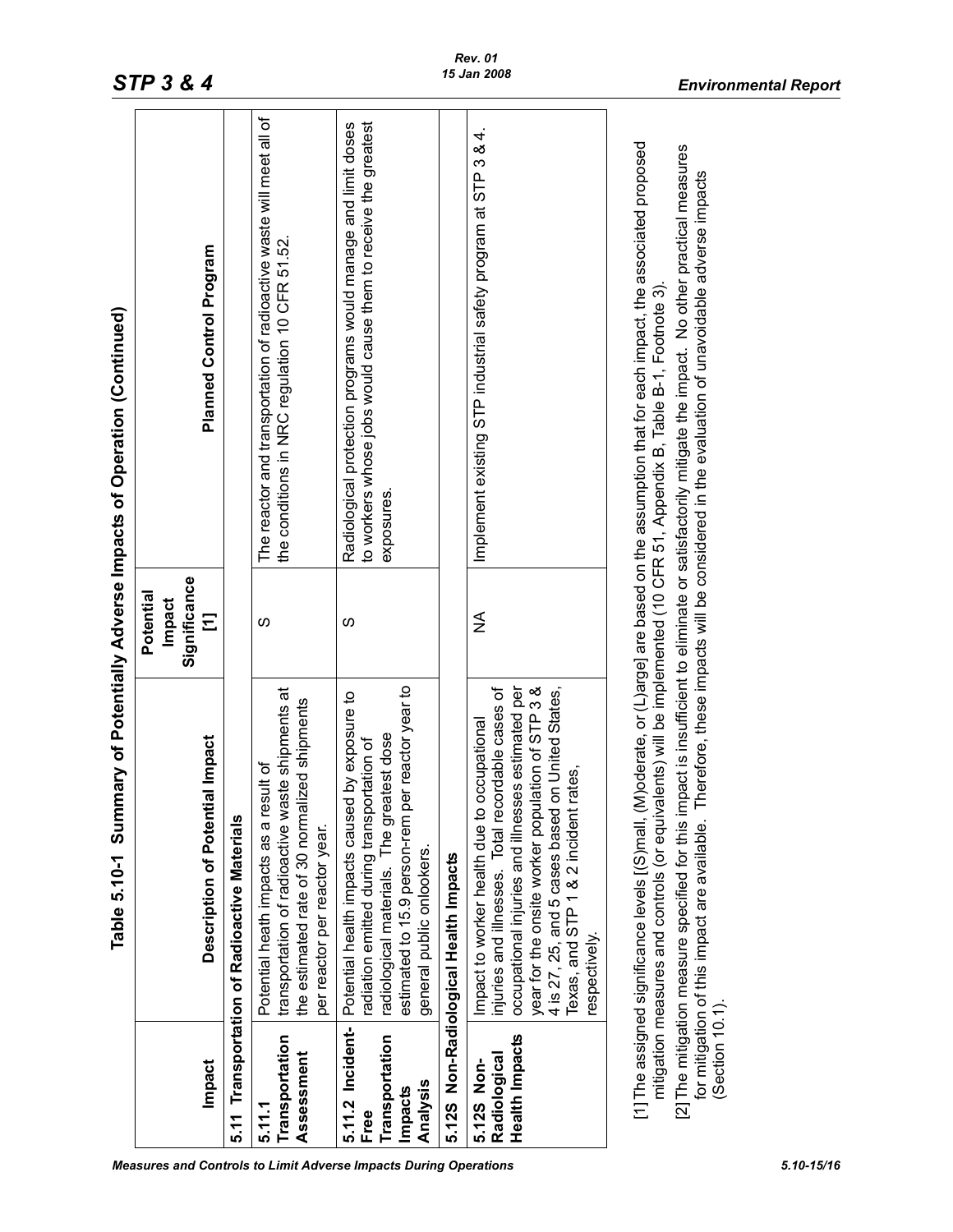**Table 5.10-1 Summary of Potentially Adverse Impacts of Operation (Continued)**

| Impact | Description of Potential Impact | Potential Impact Significance [1] | Planned Control Program |
|---|---|---|---|
| **5.11 Transportation of Radioactive Materials** | | | |
| **5.11.1 Transportation Assessment** | Potential heath impacts as a result of transportation of radioactive waste shipments at the estimated rate of 30 normalized shipments per reactor per reactor year. | S | The reactor and transportation of radioactive waste will meet all of the conditions in NRC regulation 10 CFR 51.52. |
| **5.11.2 Incident-Free Transportation Impacts Analysis** | Potential health impacts caused by exposure to radiation emitted during transportation of radiological materials. The greatest dose estimated to 15.9 person-rem per reactor year to general public onlookers. | S | Radiological protection programs would manage and limit doses to workers whose jobs would cause them to receive the greatest exposures. |
| **5.12S Non-Radiological Health Impacts** | | | |
| **5.12S Non-Radiological Health Impacts** | Impact to worker health due to occupational injuries and illnesses. Total recordable cases of occupational injuries and illnesses estimated per year for the onsite worker population of STP 3 & 4 is 27, 25, and 5 cases based on United States, Texas, and STP 1 & 2 incident rates, respectively. | NA | Implement existing STP industrial safety program at STP 3 & 4. |

[1] The assigned significance levels [(S)mall, (M)oderate, or (L)arge] are based on the assumption that for each impact, the associated proposed mitigation measures and controls (or equivalents) will be implemented (10 CFR 51, Appendix B, Table B-1, Footnote 3).

[2] The mitigation measure specified for this impact is insufficient to eliminate or satisfactorily mitigate the impact. No other practical measures for mitigation of this impact are available. Therefore, these impacts will be considered in the evaluation of unavoidable adverse impacts (Section 10.1).